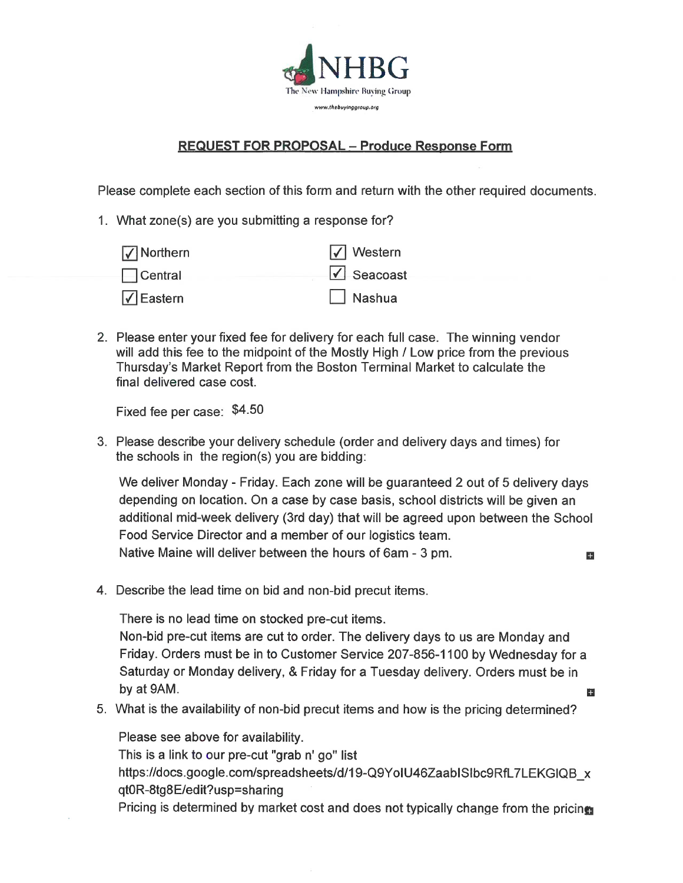NHBG
The New Hampshire Buying Group
www.thebuyinggroup.org

## REQUEST FOR PROPOSAL – Produce Response Form

Please complete each section of this form and return with the other required documents.

1. What zone(s) are you submitting a response for?

   - [x] Northern
   - [ ] Central
   - [x] Eastern
   - [x] Western
   - [x] Seacoast
   - [ ] Nashua

2. Please enter your fixed fee for delivery for each full case. The winning vendor will add this fee to the midpoint of the Mostly High / Low price from the previous Thursday's Market Report from the Boston Terminal Market to calculate the final delivered case cost.

   Fixed fee per case: $4.50

3. Please describe your delivery schedule (order and delivery days and times) for the schools in the region(s) you are bidding:

   We deliver Monday - Friday. Each zone will be guaranteed 2 out of 5 delivery days depending on location. On a case by case basis, school districts will be given an additional mid-week delivery (3rd day) that will be agreed upon between the School Food Service Director and a member of our logistics team.
   Native Maine will deliver between the hours of 6am - 3 pm.

4. Describe the lead time on bid and non-bid precut items.

   There is no lead time on stocked pre-cut items.
   Non-bid pre-cut items are cut to order. The delivery days to us are Monday and Friday. Orders must be in to Customer Service 207-856-1100 by Wednesday for a Saturday or Monday delivery, & Friday for a Tuesday delivery. Orders must be in by at 9AM.

5. What is the availability of non-bid precut items and how is the pricing determined?

   Please see above for availability.
   This is a link to our pre-cut "grab n' go" list
   https://docs.google.com/spreadsheets/d/19-Q9YolU46ZaablSlbc9RfL7LEKGIQB_xqt0R-8tg8E/edit?usp=sharing
   Pricing is determined by market cost and does not typically change from the pricing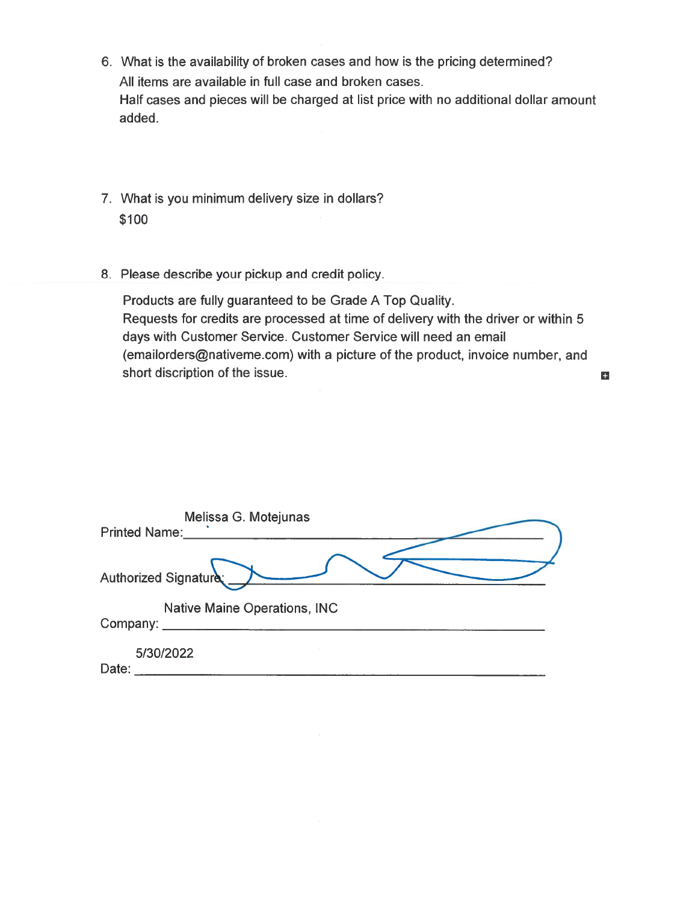6. What is the availability of broken cases and how is the pricing determined?
   All items are available in full case and broken cases.
   Half cases and pieces will be charged at list price with no additional dollar amount added.

7. What is you minimum delivery size in dollars?
   $100

8. Please describe your pickup and credit policy.

   Products are fully guaranteed to be Grade A Top Quality.
   Requests for credits are processed at time of delivery with the driver or within 5 days with Customer Service. Customer Service will need an email (emailorders@nativeme.com) with a picture of the product, invoice number, and short discription of the issue.

Printed Name: Melissa G. Motejunas

Authorized Signature: ______________________

Company: Native Maine Operations, INC

Date: 5/30/2022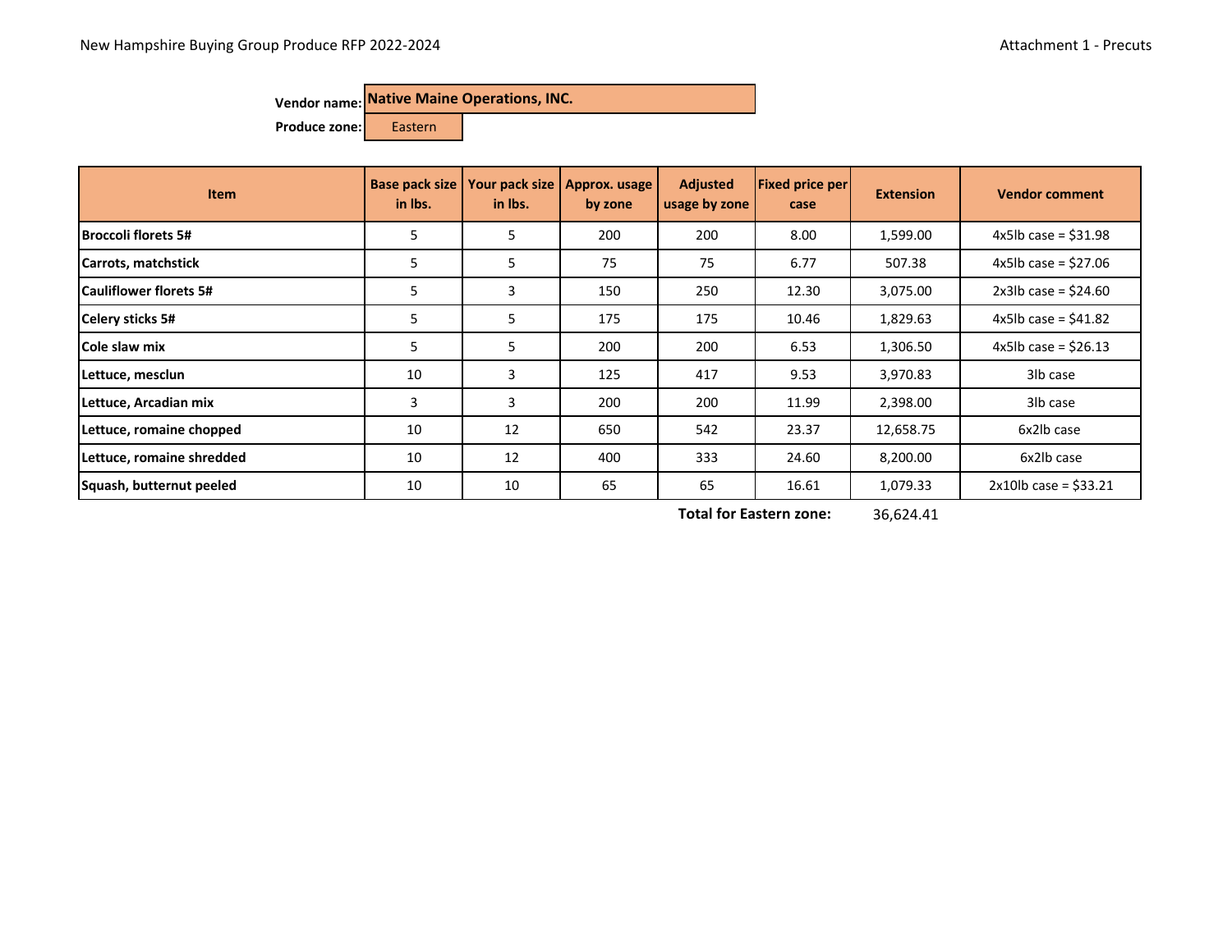New Hampshire Buying Group Produce RFP 2022-2024

Attachment 1 - Precuts

**Vendor name:** **Native Maine Operations, INC.**

**Produce zone:** Eastern

| Item | Base pack size in lbs. | Your pack size in lbs. | Approx. usage by zone | Adjusted usage by zone | Fixed price per case | Extension | Vendor comment |
|---|---|---|---|---|---|---|---|
| **Broccoli florets 5#** | 5 | 5 | 200 | 200 | 8.00 | 1,599.00 | 4x5lb case = $31.98 |
| **Carrots, matchstick** | 5 | 5 | 75 | 75 | 6.77 | 507.38 | 4x5lb case = $27.06 |
| **Cauliflower florets 5#** | 5 | 3 | 150 | 250 | 12.30 | 3,075.00 | 2x3lb case = $24.60 |
| **Celery sticks 5#** | 5 | 5 | 175 | 175 | 10.46 | 1,829.63 | 4x5lb case = $41.82 |
| **Cole slaw mix** | 5 | 5 | 200 | 200 | 6.53 | 1,306.50 | 4x5lb case = $26.13 |
| **Lettuce, mesclun** | 10 | 3 | 125 | 417 | 9.53 | 3,970.83 | 3lb case |
| **Lettuce, Arcadian mix** | 3 | 3 | 200 | 200 | 11.99 | 2,398.00 | 3lb case |
| **Lettuce, romaine chopped** | 10 | 12 | 650 | 542 | 23.37 | 12,658.75 | 6x2lb case |
| **Lettuce, romaine shredded** | 10 | 12 | 400 | 333 | 24.60 | 8,200.00 | 6x2lb case |
| **Squash, butternut peeled** | 10 | 10 | 65 | 65 | 16.61 | 1,079.33 | 2x10lb case = $33.21 |
| | | | | | **Total for Eastern zone:** | 36,624.41 | |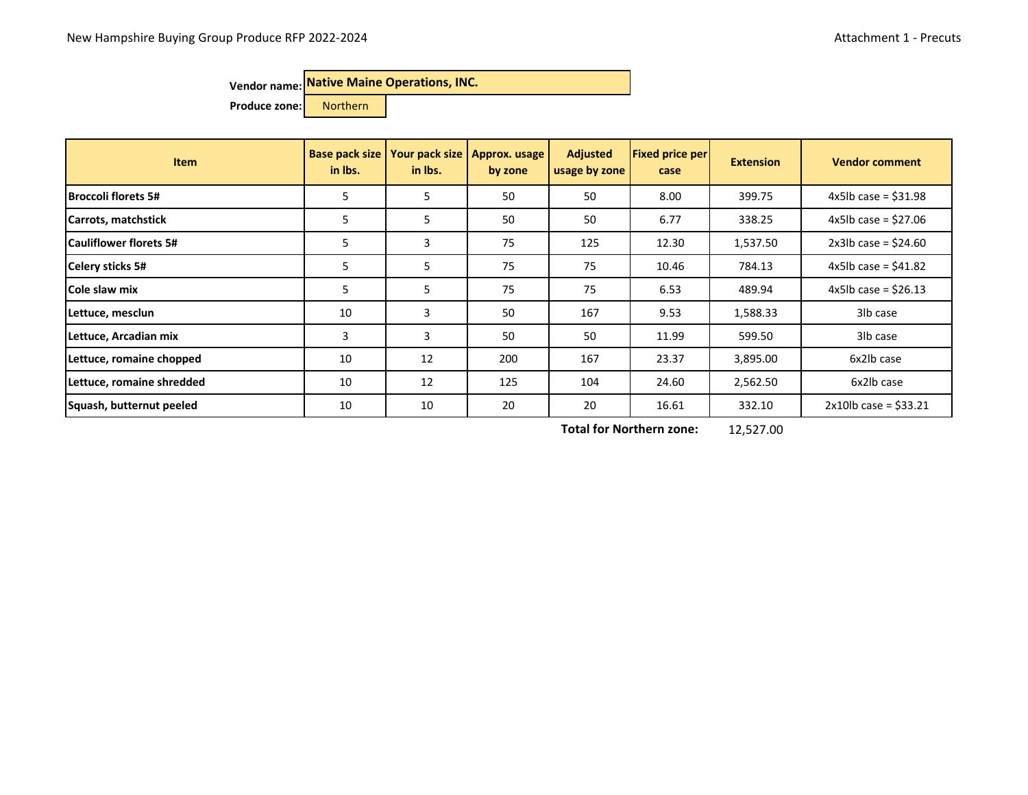New Hampshire Buying Group Produce RFP 2022-2024

Attachment 1 - Precuts

**Vendor name:** **Native Maine Operations, INC.**

**Produce zone:** Northern

| Item | Base pack size in lbs. | Your pack size in lbs. | Approx. usage by zone | Adjusted usage by zone | Fixed price per case | Extension | Vendor comment |
|---|---|---|---|---|---|---|---|
| **Broccoli florets 5#** | 5 | 5 | 50 | 50 | 8.00 | 399.75 | 4x5lb case = $31.98 |
| **Carrots, matchstick** | 5 | 5 | 50 | 50 | 6.77 | 338.25 | 4x5lb case = $27.06 |
| **Cauliflower florets 5#** | 5 | 3 | 75 | 125 | 12.30 | 1,537.50 | 2x3lb case = $24.60 |
| **Celery sticks 5#** | 5 | 5 | 75 | 75 | 10.46 | 784.13 | 4x5lb case = $41.82 |
| **Cole slaw mix** | 5 | 5 | 75 | 75 | 6.53 | 489.94 | 4x5lb case = $26.13 |
| **Lettuce, mesclun** | 10 | 3 | 50 | 167 | 9.53 | 1,588.33 | 3lb case |
| **Lettuce, Arcadian mix** | 3 | 3 | 50 | 50 | 11.99 | 599.50 | 3lb case |
| **Lettuce, romaine chopped** | 10 | 12 | 200 | 167 | 23.37 | 3,895.00 | 6x2lb case |
| **Lettuce, romaine shredded** | 10 | 12 | 125 | 104 | 24.60 | 2,562.50 | 6x2lb case |
| **Squash, butternut peeled** | 10 | 10 | 20 | 20 | 16.61 | 332.10 | 2x10lb case = $33.21 |
| | | | | | **Total for Northern zone:** | 12,527.00 | |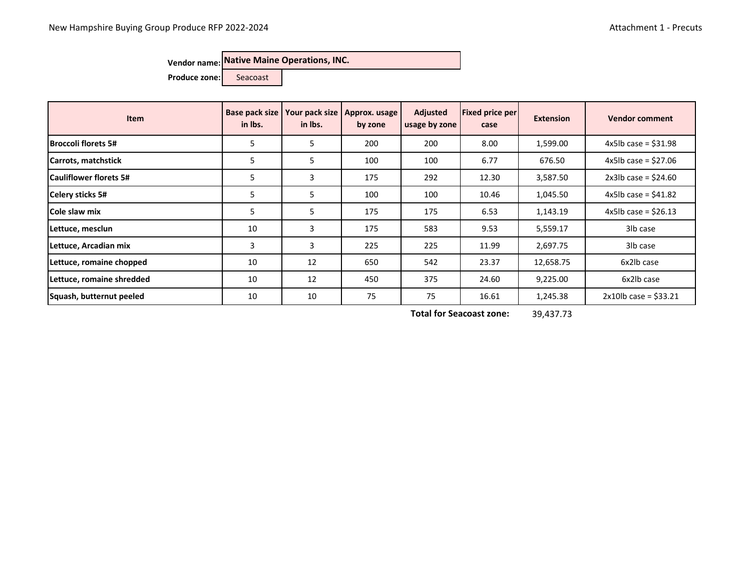New Hampshire Buying Group Produce RFP 2022-2024

Attachment 1 - Precuts

**Vendor name:** **Native Maine Operations, INC.**

**Produce zone:** Seacoast

| Item | Base pack size in lbs. | Your pack size in lbs. | Approx. usage by zone | Adjusted usage by zone | Fixed price per case | Extension | Vendor comment |
|---|---|---|---|---|---|---|---|
| **Broccoli florets 5#** | 5 | 5 | 200 | 200 | 8.00 | 1,599.00 | 4x5lb case = $31.98 |
| **Carrots, matchstick** | 5 | 5 | 100 | 100 | 6.77 | 676.50 | 4x5lb case = $27.06 |
| **Cauliflower florets 5#** | 5 | 3 | 175 | 292 | 12.30 | 3,587.50 | 2x3lb case = $24.60 |
| **Celery sticks 5#** | 5 | 5 | 100 | 100 | 10.46 | 1,045.50 | 4x5lb case = $41.82 |
| **Cole slaw mix** | 5 | 5 | 175 | 175 | 6.53 | 1,143.19 | 4x5lb case = $26.13 |
| **Lettuce, mesclun** | 10 | 3 | 175 | 583 | 9.53 | 5,559.17 | 3lb case |
| **Lettuce, Arcadian mix** | 3 | 3 | 225 | 225 | 11.99 | 2,697.75 | 3lb case |
| **Lettuce, romaine chopped** | 10 | 12 | 650 | 542 | 23.37 | 12,658.75 | 6x2lb case |
| **Lettuce, romaine shredded** | 10 | 12 | 450 | 375 | 24.60 | 9,225.00 | 6x2lb case |
| **Squash, butternut peeled** | 10 | 10 | 75 | 75 | 16.61 | 1,245.38 | 2x10lb case = $33.21 |
| | | | | **Total for Seacoast zone:** | | 39,437.73 | |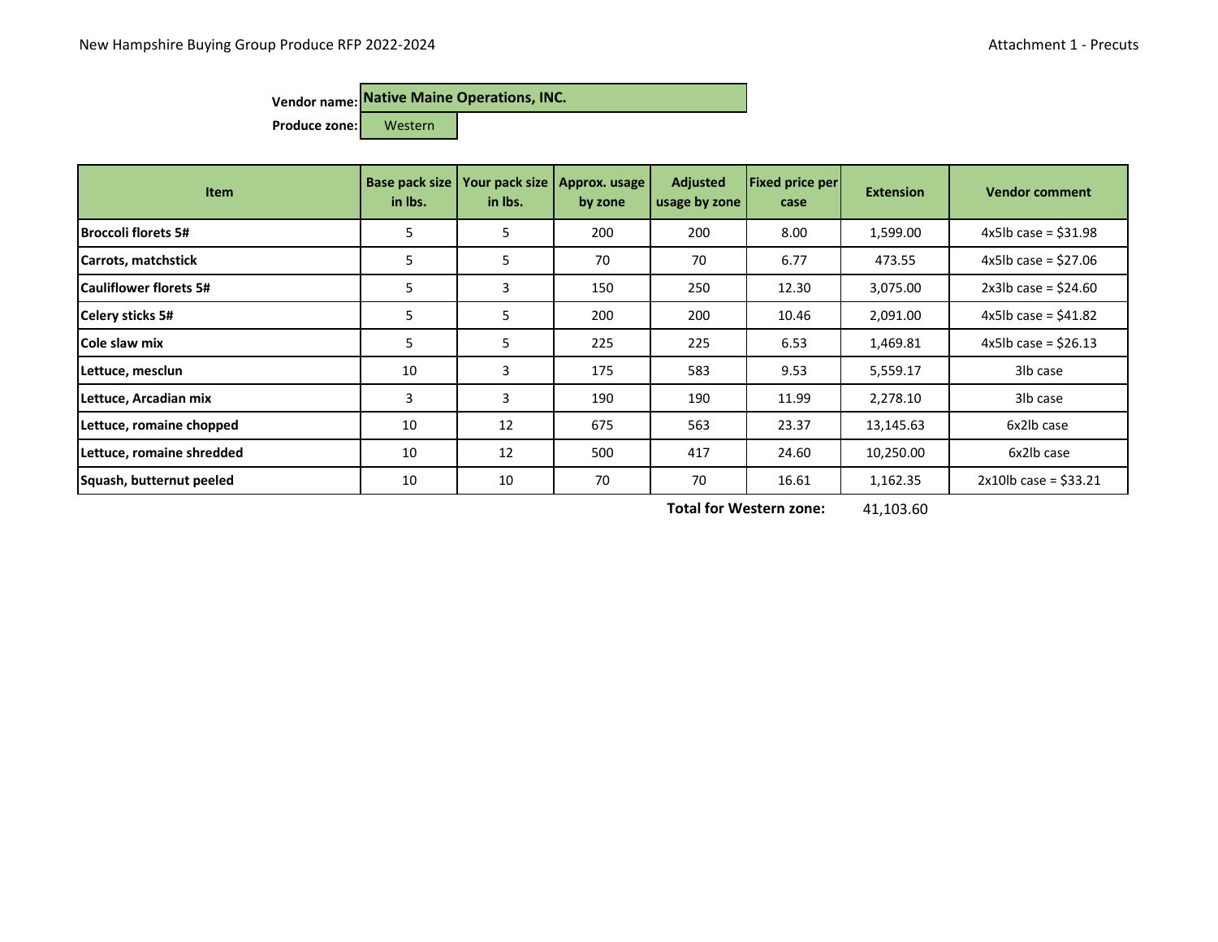New Hampshire Buying Group Produce RFP 2022-2024

Attachment 1 - Precuts

**Vendor name:** **Native Maine Operations, INC.**

**Produce zone:** Western

| Item | Base pack size in lbs. | Your pack size in lbs. | Approx. usage by zone | Adjusted usage by zone | Fixed price per case | Extension | Vendor comment |
|---|---|---|---|---|---|---|---|
| **Broccoli florets 5#** | 5 | 5 | 200 | 200 | 8.00 | 1,599.00 | 4x5lb case = $31.98 |
| **Carrots, matchstick** | 5 | 5 | 70 | 70 | 6.77 | 473.55 | 4x5lb case = $27.06 |
| **Cauliflower florets 5#** | 5 | 3 | 150 | 250 | 12.30 | 3,075.00 | 2x3lb case = $24.60 |
| **Celery sticks 5#** | 5 | 5 | 200 | 200 | 10.46 | 2,091.00 | 4x5lb case = $41.82 |
| **Cole slaw mix** | 5 | 5 | 225 | 225 | 6.53 | 1,469.81 | 4x5lb case = $26.13 |
| **Lettuce, mesclun** | 10 | 3 | 175 | 583 | 9.53 | 5,559.17 | 3lb case |
| **Lettuce, Arcadian mix** | 3 | 3 | 190 | 190 | 11.99 | 2,278.10 | 3lb case |
| **Lettuce, romaine chopped** | 10 | 12 | 675 | 563 | 23.37 | 13,145.63 | 6x2lb case |
| **Lettuce, romaine shredded** | 10 | 12 | 500 | 417 | 24.60 | 10,250.00 | 6x2lb case |
| **Squash, butternut peeled** | 10 | 10 | 70 | 70 | 16.61 | 1,162.35 | 2x10lb case = $33.21 |
| | | | | **Total for Western zone:** | | 41,103.60 | |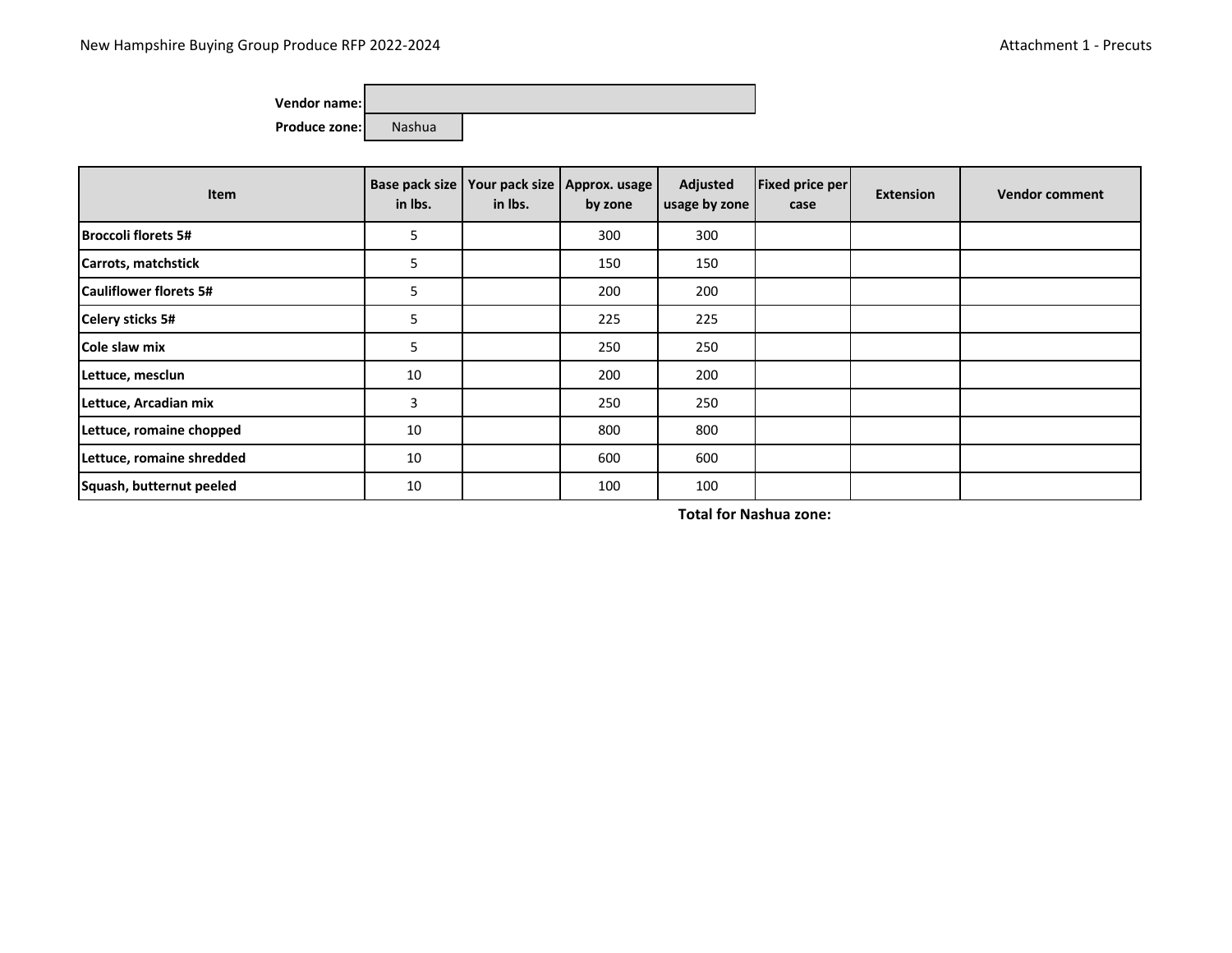**Vendor name:**

**Produce zone:** Nashua

| Item | Base pack size in lbs. | Your pack size in lbs. | Approx. usage by zone | Adjusted usage by zone | Fixed price per case | Extension | Vendor comment |
|---|---|---|---|---|---|---|---|
| **Broccoli florets 5#** | 5 | | 300 | 300 | | | |
| **Carrots, matchstick** | 5 | | 150 | 150 | | | |
| **Cauliflower florets 5#** | 5 | | 200 | 200 | | | |
| **Celery sticks 5#** | 5 | | 225 | 225 | | | |
| **Cole slaw mix** | 5 | | 250 | 250 | | | |
| **Lettuce, mesclun** | 10 | | 200 | 200 | | | |
| **Lettuce, Arcadian mix** | 3 | | 250 | 250 | | | |
| **Lettuce, romaine chopped** | 10 | | 800 | 800 | | | |
| **Lettuce, romaine shredded** | 10 | | 600 | 600 | | | |
| **Squash, butternut peeled** | 10 | | 100 | 100 | | | |
| | | | | | **Total for Nashua zone:** | | |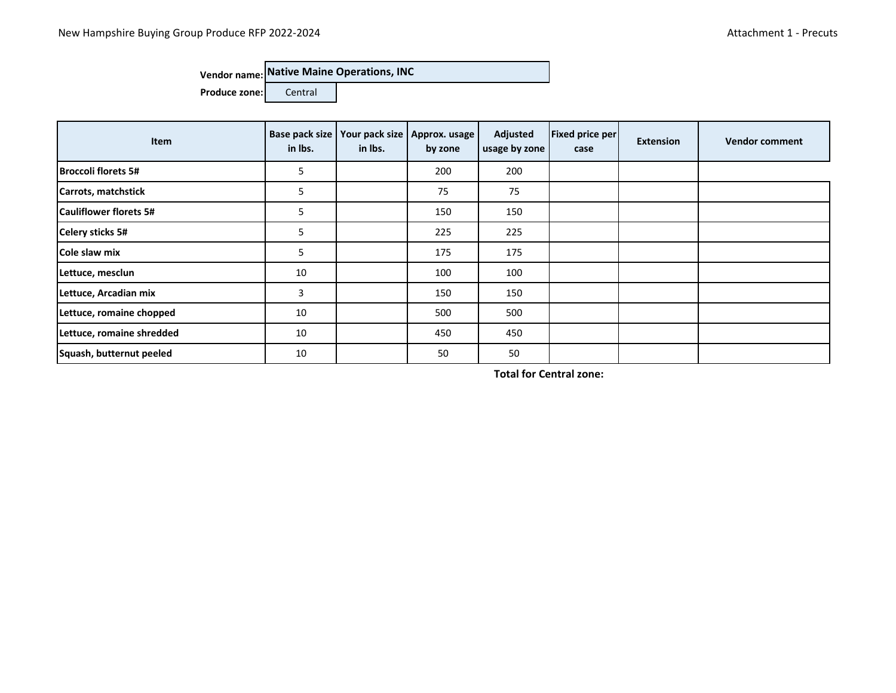**Vendor name:** Native Maine Operations, INC

**Produce zone:** Central

| Item | Base pack size in lbs. | Your pack size in lbs. | Approx. usage by zone | Adjusted usage by zone | Fixed price per case | Extension | Vendor comment |
|---|---|---|---|---|---|---|---|
| **Broccoli florets 5#** | 5 | | 200 | 200 | | | |
| **Carrots, matchstick** | 5 | | 75 | 75 | | | |
| **Cauliflower florets 5#** | 5 | | 150 | 150 | | | |
| **Celery sticks 5#** | 5 | | 225 | 225 | | | |
| **Cole slaw mix** | 5 | | 175 | 175 | | | |
| **Lettuce, mesclun** | 10 | | 100 | 100 | | | |
| **Lettuce, Arcadian mix** | 3 | | 150 | 150 | | | |
| **Lettuce, romaine chopped** | 10 | | 500 | 500 | | | |
| **Lettuce, romaine shredded** | 10 | | 450 | 450 | | | |
| **Squash, butternut peeled** | 10 | | 50 | 50 | | | |

**Total for Central zone:**